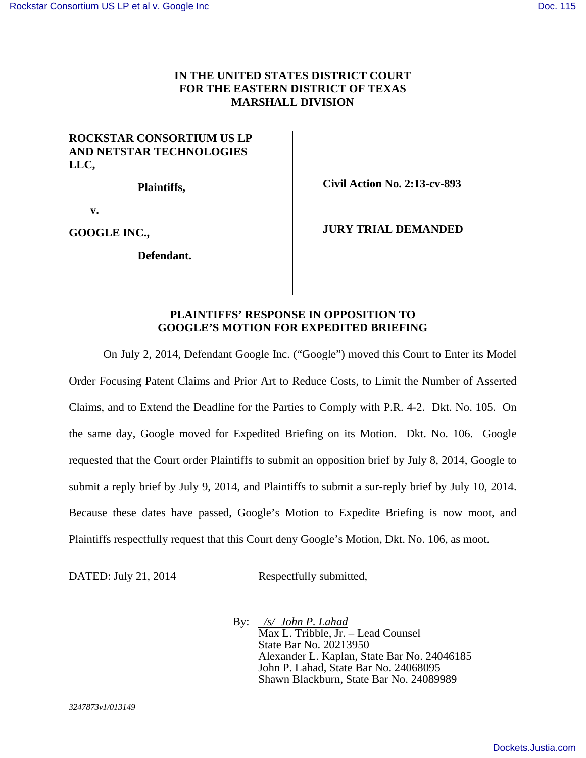**IN THE UNITED STATES DISTRICT COURT**
**FOR THE EASTERN DISTRICT OF TEXAS**
**MARSHALL DIVISION**

| | |
|---|---|
| **ROCKSTAR CONSORTIUM US LP AND NETSTAR TECHNOLOGIES LLC,** | |
| **Plaintiffs,** | **Civil Action No. 2:13-cv-893** |
| **v.** | |
| **GOOGLE INC.,** | **JURY TRIAL DEMANDED** |
| **Defendant.** | |

## PLAINTIFFS' RESPONSE IN OPPOSITION TO GOOGLE'S MOTION FOR EXPEDITED BRIEFING

On July 2, 2014, Defendant Google Inc. ("Google") moved this Court to Enter its Model Order Focusing Patent Claims and Prior Art to Reduce Costs, to Limit the Number of Asserted Claims, and to Extend the Deadline for the Parties to Comply with P.R. 4-2. Dkt. No. 105. On the same day, Google moved for Expedited Briefing on its Motion. Dkt. No. 106. Google requested that the Court order Plaintiffs to submit an opposition brief by July 8, 2014, Google to submit a reply brief by July 9, 2014, and Plaintiffs to submit a sur-reply brief by July 10, 2014. Because these dates have passed, Google's Motion to Expedite Briefing is now moot, and Plaintiffs respectfully request that this Court deny Google's Motion, Dkt. No. 106, as moot.

DATED: July 21, 2014

Respectfully submitted,

By: */s/ John P. Lahad*
Max L. Tribble, Jr. – Lead Counsel
State Bar No. 20213950
Alexander L. Kaplan, State Bar No. 24046185
John P. Lahad, State Bar No. 24068095
Shawn Blackburn, State Bar No. 24089989

*3247873v1/013149*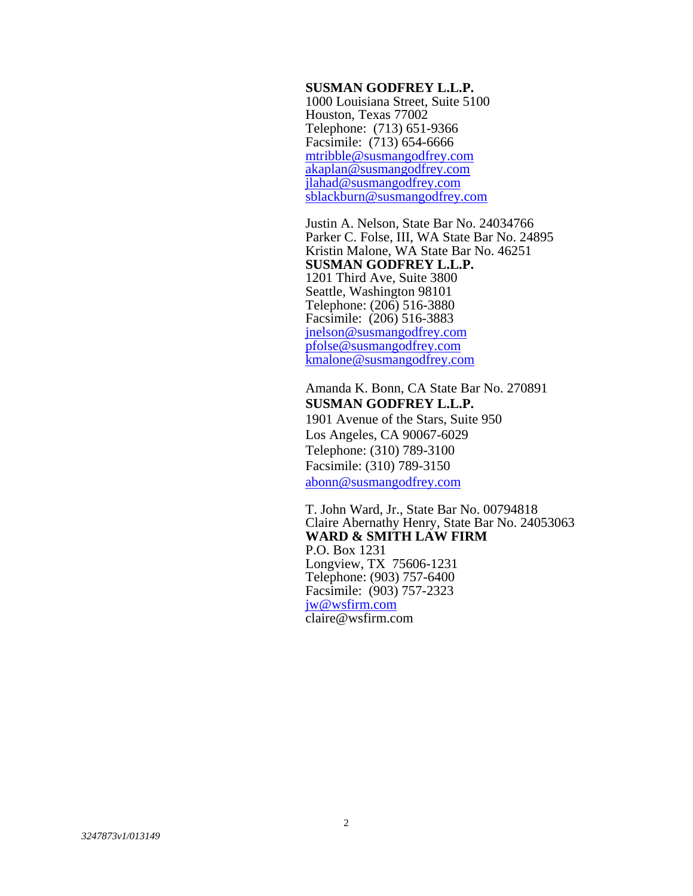**SUSMAN GODFREY L.L.P.**
1000 Louisiana Street, Suite 5100
Houston, Texas 77002
Telephone: (713) 651-9366
Facsimile: (713) 654-6666
mtribble@susmangodfrey.com
akaplan@susmangodfrey.com
jlahad@susmangodfrey.com
sblackburn@susmangodfrey.com

Justin A. Nelson, State Bar No. 24034766
Parker C. Folse, III, WA State Bar No. 24895
Kristin Malone, WA State Bar No. 46251
**SUSMAN GODFREY L.L.P.**
1201 Third Ave, Suite 3800
Seattle, Washington 98101
Telephone: (206) 516-3880
Facsimile: (206) 516-3883
jnelson@susmangodfrey.com
pfolse@susmangodfrey.com
kmalone@susmangodfrey.com

Amanda K. Bonn, CA State Bar No. 270891
**SUSMAN GODFREY L.L.P.**
1901 Avenue of the Stars, Suite 950
Los Angeles, CA 90067-6029
Telephone: (310) 789-3100
Facsimile: (310) 789-3150
abonn@susmangodfrey.com

T. John Ward, Jr., State Bar No. 00794818
Claire Abernathy Henry, State Bar No. 24053063
**WARD & SMITH LAW FIRM**
P.O. Box 1231
Longview, TX 75606-1231
Telephone: (903) 757-6400
Facsimile: (903) 757-2323
jw@wsfirm.com
claire@wsfirm.com

*3247873v1/013149*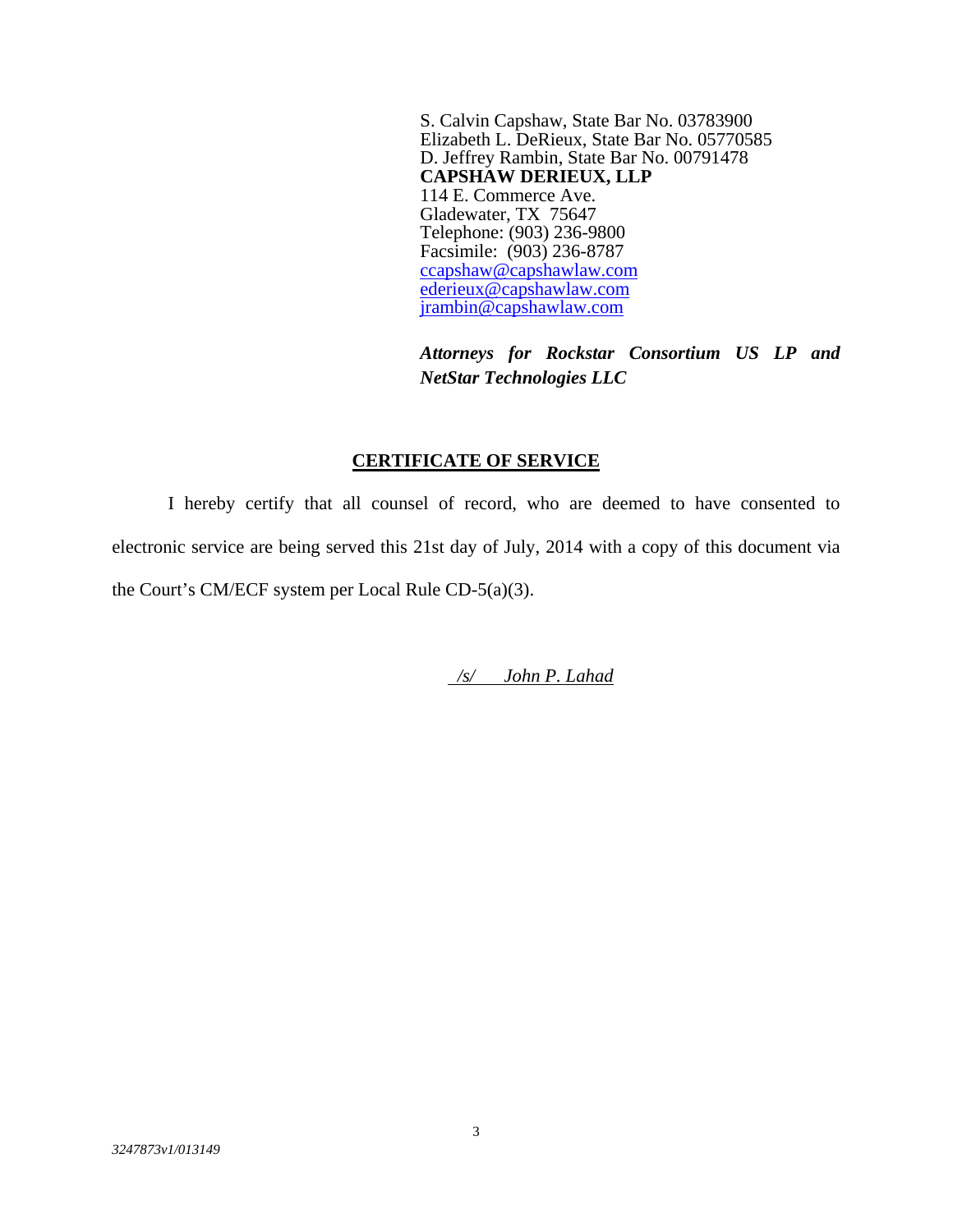S. Calvin Capshaw, State Bar No. 03783900
Elizabeth L. DeRieux, State Bar No. 05770585
D. Jeffrey Rambin, State Bar No. 00791478
**CAPSHAW DERIEUX, LLP**
114 E. Commerce Ave.
Gladewater, TX 75647
Telephone: (903) 236-9800
Facsimile: (903) 236-8787
ccapshaw@capshawlaw.com
ederieux@capshawlaw.com
jrambin@capshawlaw.com

***Attorneys for Rockstar Consortium US LP and NetStar Technologies LLC***

## CERTIFICATE OF SERVICE

I hereby certify that all counsel of record, who are deemed to have consented to electronic service are being served this 21st day of July, 2014 with a copy of this document via the Court's CM/ECF system per Local Rule CD-5(a)(3).

*/s/ John P. Lahad*

*3247873v1/013149*